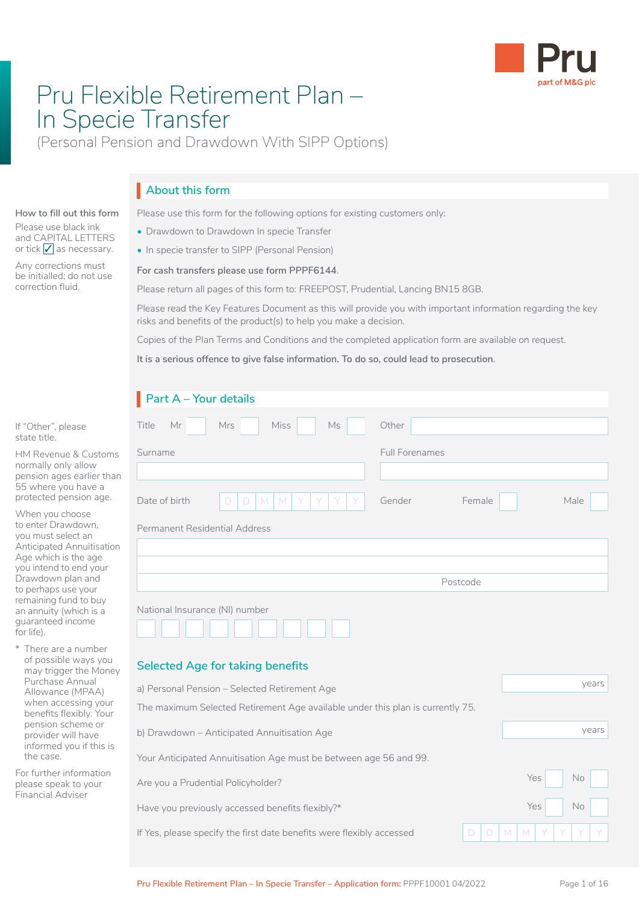Pru
part of M&G plc

# Pru Flexible Retirement Plan – In Specie Transfer

(Personal Pension and Drawdown With SIPP Options)

**How to fill out this form**

Please use black ink and CAPITAL LETTERS or tick ☑ as necessary.

Any corrections must be initialled; do not use correction fluid.

## About this form

Please use this form for the following options for existing customers only:

- Drawdown to Drawdown In specie Transfer
- In specie transfer to SIPP (Personal Pension)

**For cash transfers please use form PPPF6144**.

Please return all pages of this form to: FREEPOST, Prudential, Lancing BN15 8GB.

Please read the Key Features Document as this will provide you with important information regarding the key risks and benefits of the product(s) to help you make a decision.

Copies of the Plan Terms and Conditions and the completed application form are available on request.

**It is a serious offence to give false information. To do so, could lead to prosecution**.

## Part A – Your details

If "Other", please state title.

HM Revenue & Customs normally only allow pension ages earlier than 55 where you have a protected pension age.

When you choose to enter Drawdown, you must select an Anticipated Annuitisation Age which is the age you intend to end your Drawdown plan and to perhaps use your remaining fund to buy an annuity (which is a guaranteed income for life).

\* There are a number of possible ways you may trigger the Money Purchase Annual Allowance (MPAA) when accessing your benefits flexibly. Your pension scheme or provider will have informed you if this is the case.

For further information please speak to your Financial Adviser

Title Mr ☐ Mrs ☐ Miss ☐ Ms ☐ Other ____________

Surname ____________ Full Forenames ____________

Date of birth D D M M Y Y Y Y Gender Female ☐ Male ☐

Permanent Residential Address

____________

____________

Postcode ____________

National Insurance (NI) number ☐☐☐☐☐☐☐☐☐

### Selected Age for taking benefits

a) Personal Pension – Selected Retirement Age ______ years

The maximum Selected Retirement Age available under this plan is currently 75.

b) Drawdown – Anticipated Annuitisation Age ______ years

Your Anticipated Annuitisation Age must be between age 56 and 99.

Are you a Prudential Policyholder? Yes ☐ No ☐

Have you previously accessed benefits flexibly?* Yes ☐ No ☐

If Yes, please specify the first date benefits were flexibly accessed D D M M Y Y Y Y

Pru Flexible Retirement Plan – In Specie Transfer – Application form: PPPF10001 04/2022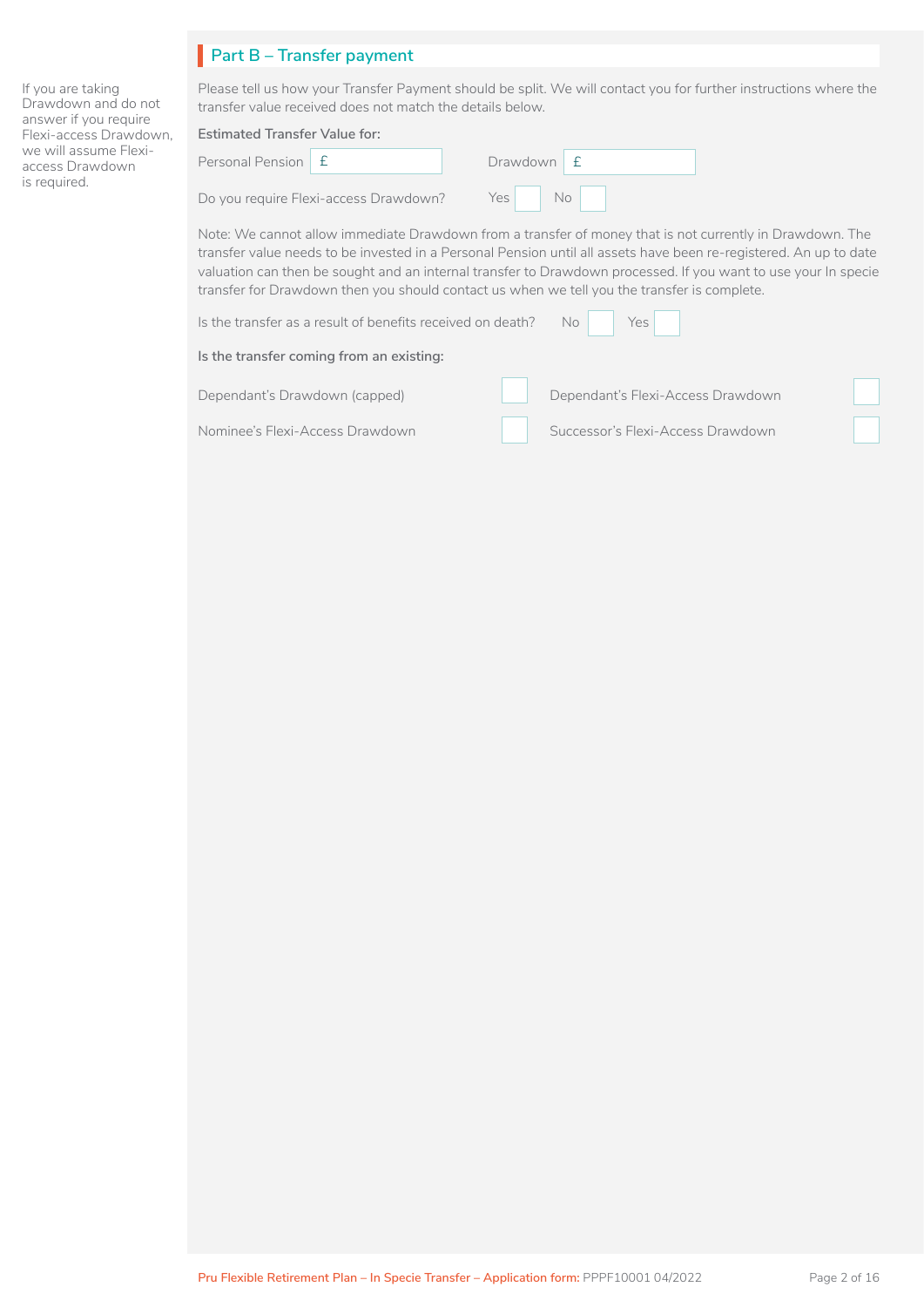## Part B – Transfer payment

If you are taking Drawdown and do not answer if you require Flexi-access Drawdown, we will assume Flexi-access Drawdown is required.

Please tell us how your Transfer Payment should be split. We will contact you for further instructions where the transfer value received does not match the details below.

**Estimated Transfer Value for:**

Personal Pension £ ______ Drawdown £ ______

Do you require Flexi-access Drawdown? Yes ☐ No ☐

Note: We cannot allow immediate Drawdown from a transfer of money that is not currently in Drawdown. The transfer value needs to be invested in a Personal Pension until all assets have been re-registered. An up to date valuation can then be sought and an internal transfer to Drawdown processed. If you want to use your In specie transfer for Drawdown then you should contact us when we tell you the transfer is complete.

Is the transfer as a result of benefits received on death? No ☐ Yes ☐

**Is the transfer coming from an existing:**

Dependant's Drawdown (capped) ☐ Dependant's Flexi-Access Drawdown ☐

Nominee's Flexi-Access Drawdown ☐ Successor's Flexi-Access Drawdown ☐

Pru Flexible Retirement Plan – In Specie Transfer – Application form: PPPF10001 04/2022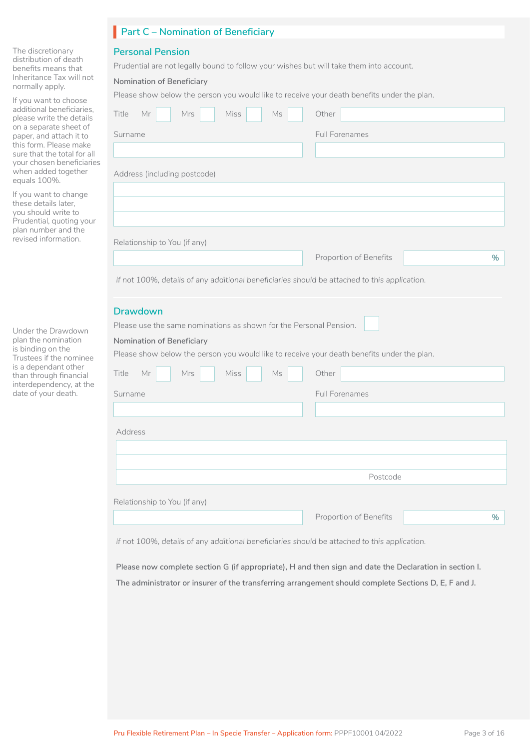## Part C – Nomination of Beneficiary

The discretionary distribution of death benefits means that Inheritance Tax will not normally apply.

If you want to choose additional beneficiaries, please write the details on a separate sheet of paper, and attach it to this form. Please make sure that the total for all your chosen beneficiaries when added together equals 100%.

If you want to change these details later, you should write to Prudential, quoting your plan number and the revised information.

### Personal Pension

Prudential are not legally bound to follow your wishes but will take them into account.

**Nomination of Beneficiary**

Please show below the person you would like to receive your death benefits under the plan.

Title Mr ☐ Mrs ☐ Miss ☐ Ms ☐ Other ____________

Surname ____________ Full Forenames ____________

Address (including postcode)

____________

____________

____________

Relationship to You (if any) ____________ Proportion of Benefits ______ %

*If not 100%, details of any additional beneficiaries should be attached to this application.*

### Drawdown

Under the Drawdown plan the nomination is binding on the Trustees if the nominee is a dependant other than through financial interdependency, at the date of your death.

Please use the same nominations as shown for the Personal Pension. ☐

**Nomination of Beneficiary**

Please show below the person you would like to receive your death benefits under the plan.

Title Mr ☐ Mrs ☐ Miss ☐ Ms ☐ Other ____________

Surname ____________ Full Forenames ____________

Address

____________

____________

____________ Postcode ______

Relationship to You (if any) ____________ Proportion of Benefits ______ %

*If not 100%, details of any additional beneficiaries should be attached to this application.*

**Please now complete section G (if appropriate), H and then sign and date the Declaration in section I.**

**The administrator or insurer of the transferring arrangement should complete Sections D, E, F and J.**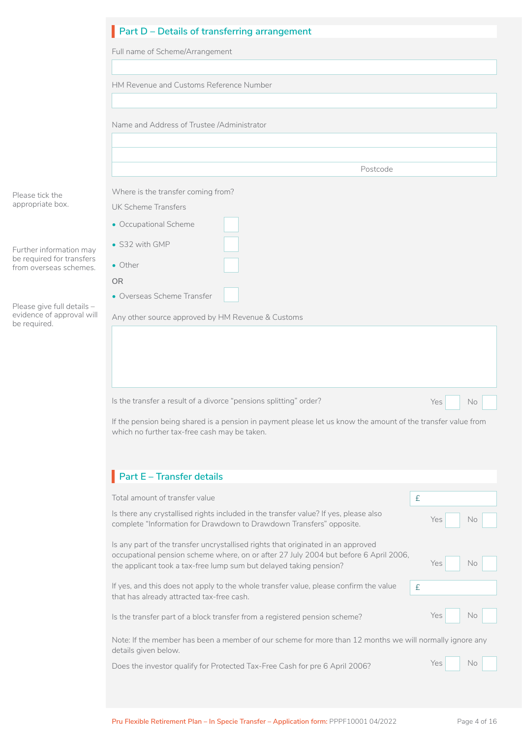## Part D – Details of transferring arrangement

Full name of Scheme/Arrangement

HM Revenue and Customs Reference Number

Name and Address of Trustee /Administrator

Postcode

Please tick the appropriate box.

Where is the transfer coming from?

UK Scheme Transfers

- Occupational Scheme ☐
- S32 with GMP ☐
- Other ☐

Further information may be required for transfers from overseas schemes.

OR

- Overseas Scheme Transfer ☐

Please give full details – evidence of approval will be required.

Any other source approved by HM Revenue & Customs

Is the transfer a result of a divorce "pensions splitting" order? Yes ☐ No ☐

If the pension being shared is a pension in payment please let us know the amount of the transfer value from which no further tax-free cash may be taken.

## Part E – Transfer details

Total amount of transfer value £

Is there any crystallised rights included in the transfer value? If yes, please also complete "Information for Drawdown to Drawdown Transfers" opposite. Yes ☐ No ☐

Is any part of the transfer uncrystallised rights that originated in an approved occupational pension scheme where, on or after 27 July 2004 but before 6 April 2006, the applicant took a tax-free lump sum but delayed taking pension? Yes ☐ No ☐

If yes, and this does not apply to the whole transfer value, please confirm the value that has already attracted tax-free cash. £

Is the transfer part of a block transfer from a registered pension scheme? Yes ☐ No ☐

Note: If the member has been a member of our scheme for more than 12 months we will normally ignore any details given below.

Does the investor qualify for Protected Tax-Free Cash for pre 6 April 2006? Yes ☐ No ☐

Pru Flexible Retirement Plan – In Specie Transfer – Application form: PPPF10001 04/2022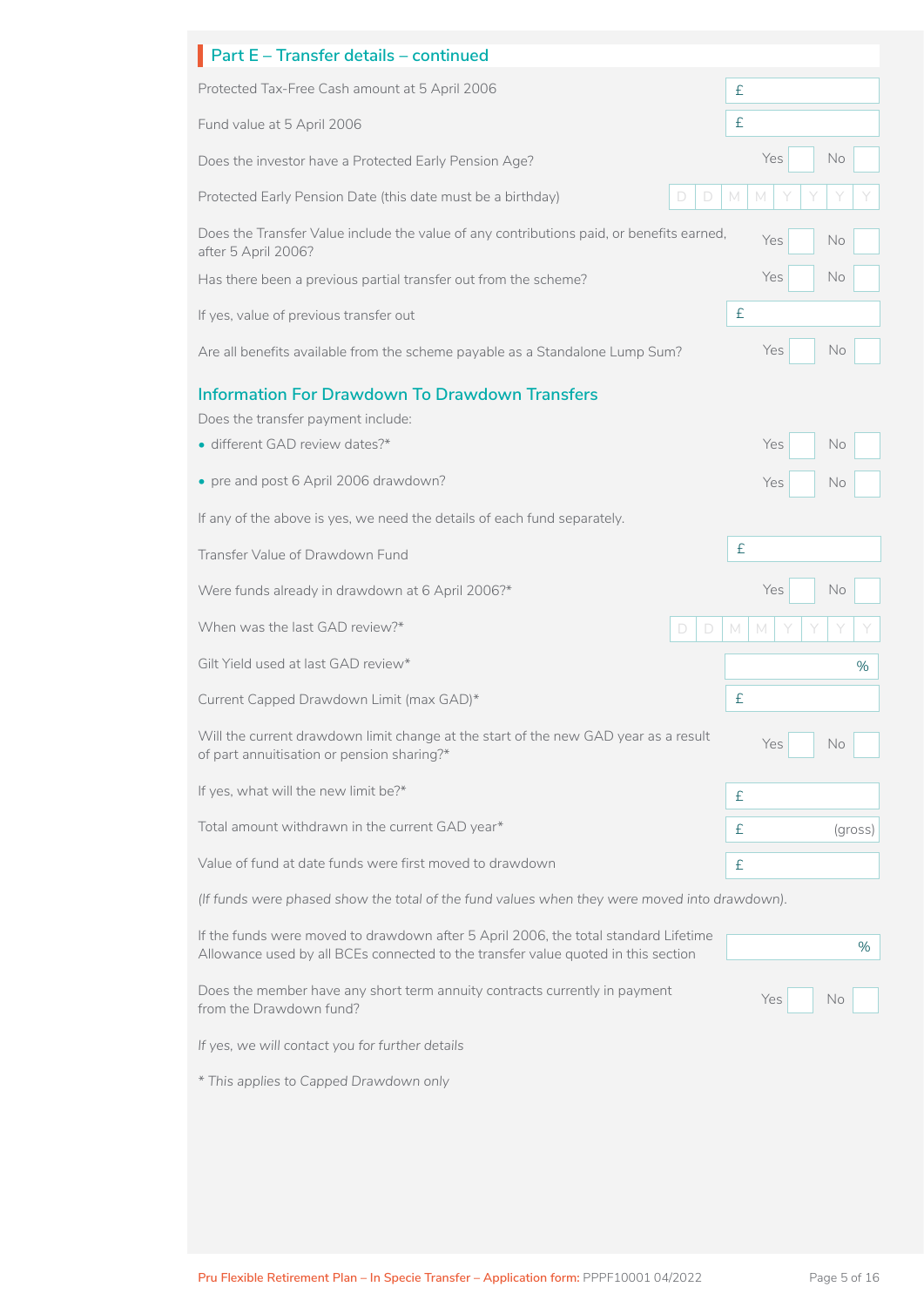## Part E – Transfer details – continued

Protected Tax-Free Cash amount at 5 April 2006 £

Fund value at 5 April 2006 £

Does the investor have a Protected Early Pension Age? Yes ☐ No ☐

Protected Early Pension Date (this date must be a birthday) D D M M Y Y Y Y

Does the Transfer Value include the value of any contributions paid, or benefits earned, after 5 April 2006? Yes ☐ No ☐

Has there been a previous partial transfer out from the scheme? Yes ☐ No ☐

If yes, value of previous transfer out £

Are all benefits available from the scheme payable as a Standalone Lump Sum? Yes ☐ No ☐

### Information For Drawdown To Drawdown Transfers

Does the transfer payment include:

- different GAD review dates?* Yes ☐ No ☐
- pre and post 6 April 2006 drawdown? Yes ☐ No ☐

If any of the above is yes, we need the details of each fund separately.

Transfer Value of Drawdown Fund £

Were funds already in drawdown at 6 April 2006?* Yes ☐ No ☐

When was the last GAD review?* D D M M Y Y Y Y

Gilt Yield used at last GAD review* %

Current Capped Drawdown Limit (max GAD)* £

Will the current drawdown limit change at the start of the new GAD year as a result of part annuitisation or pension sharing?* Yes ☐ No ☐

If yes, what will the new limit be?* £

Total amount withdrawn in the current GAD year* £ (gross)

Value of fund at date funds were first moved to drawdown £

*(If funds were phased show the total of the fund values when they were moved into drawdown).*

If the funds were moved to drawdown after 5 April 2006, the total standard Lifetime Allowance used by all BCEs connected to the transfer value quoted in this section %

Does the member have any short term annuity contracts currently in payment from the Drawdown fund? Yes ☐ No ☐

*If yes, we will contact you for further details*

*\* This applies to Capped Drawdown only*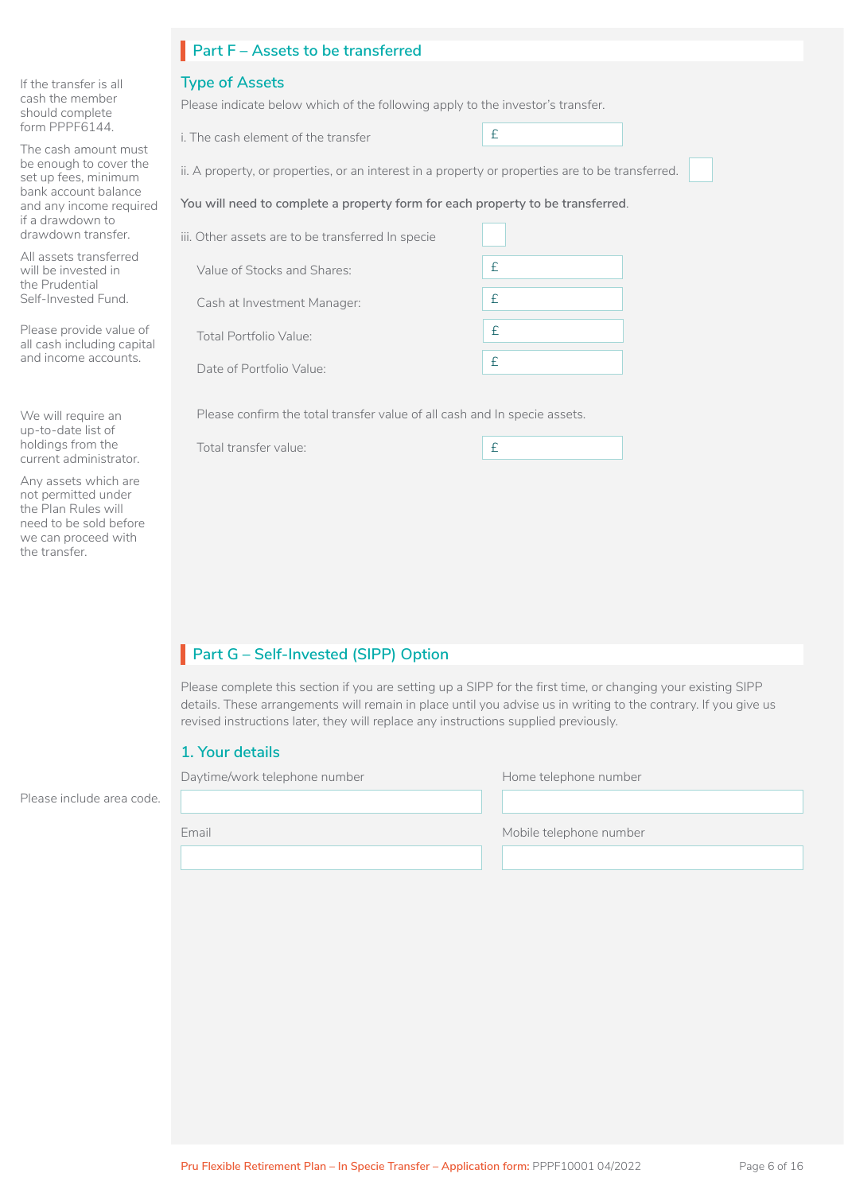## Part F – Assets to be transferred

If the transfer is all cash the member should complete form PPPF6144.

The cash amount must be enough to cover the set up fees, minimum bank account balance and any income required if a drawdown to drawdown transfer.

All assets transferred will be invested in the Prudential Self-Invested Fund.

Please provide value of all cash including capital and income accounts.

We will require an up-to-date list of holdings from the current administrator.

Any assets which are not permitted under the Plan Rules will need to be sold before we can proceed with the transfer.

### Type of Assets

Please indicate below which of the following apply to the investor's transfer.

i. The cash element of the transfer £

ii. A property, or properties, or an interest in a property or properties are to be transferred. ☐

**You will need to complete a property form for each property to be transferred.**

iii. Other assets are to be transferred In specie ☐

Value of Stocks and Shares: £

Cash at Investment Manager: £

Total Portfolio Value: £

Date of Portfolio Value: £

Please confirm the total transfer value of all cash and In specie assets.

Total transfer value: £

## Part G – Self-Invested (SIPP) Option

Please complete this section if you are setting up a SIPP for the first time, or changing your existing SIPP details. These arrangements will remain in place until you advise us in writing to the contrary. If you give us revised instructions later, they will replace any instructions supplied previously.

### 1. Your details

Please include area code.

Daytime/work telephone number

Home telephone number

Email

Mobile telephone number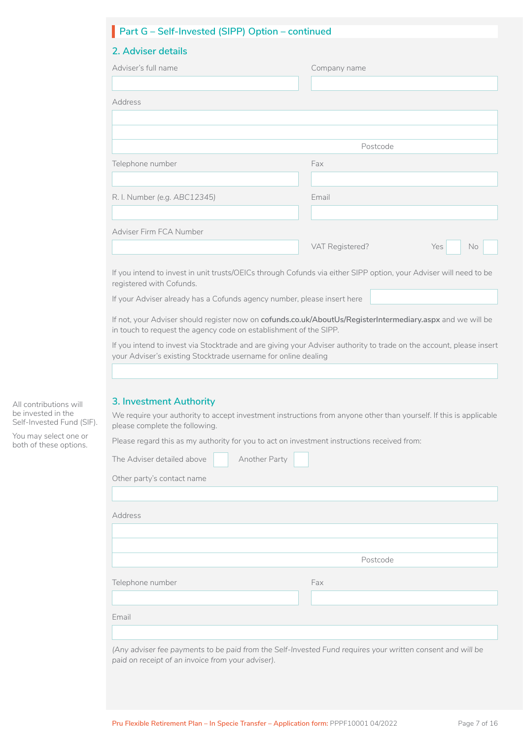## Part G – Self-Invested (SIPP) Option – continued

### 2. Adviser details

Adviser's full name

Company name

Address

Postcode

Telephone number

Fax

R. I. Number (*e.g. ABC12345*)

Email

Adviser Firm FCA Number

VAT Registered? Yes ☐ No ☐

If you intend to invest in unit trusts/OEICs through Cofunds via either SIPP option, your Adviser will need to be registered with Cofunds.

If your Adviser already has a Cofunds agency number, please insert here

If not, your Adviser should register now on **cofunds.co.uk/AboutUs/RegisterIntermediary.aspx** and we will be in touch to request the agency code on establishment of the SIPP.

If you intend to invest via Stocktrade and are giving your Adviser authority to trade on the account, please insert your Adviser's existing Stocktrade username for online dealing

### 3. Investment Authority

All contributions will be invested in the Self-Invested Fund (SIF).

You may select one or both of these options.

We require your authority to accept investment instructions from anyone other than yourself. If this is applicable please complete the following.

Please regard this as my authority for you to act on investment instructions received from:

The Adviser detailed above ☐ Another Party ☐

Other party's contact name

Address

Postcode

Telephone number

Fax

Email

*(Any adviser fee payments to be paid from the Self-Invested Fund requires your written consent and will be paid on receipt of an invoice from your adviser).*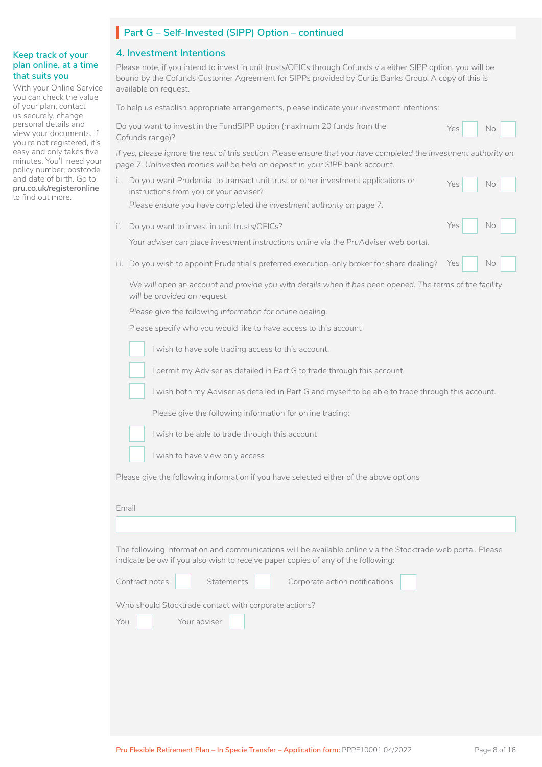## Part G – Self-Invested (SIPP) Option – continued

### Keep track of your plan online, at a time that suits you

With your Online Service you can check the value of your plan, contact us securely, change personal details and view your documents. If you're not registered, it's easy and only takes five minutes. You'll need your policy number, postcode and date of birth. Go to **pru.co.uk/registeronline** to find out more.

### 4. Investment Intentions

Please note, if you intend to invest in unit trusts/OEICs through Cofunds via either SIPP option, you will be bound by the Cofunds Customer Agreement for SIPPs provided by Curtis Banks Group. A copy of this is available on request.

To help us establish appropriate arrangements, please indicate your investment intentions:

Do you want to invest in the FundSIPP option (maximum 20 funds from the Cofunds range)? Yes ☐ No ☐

*If yes, please ignore the rest of this section. Please ensure that you have completed the investment authority on page 7. Uninvested monies will be held on deposit in your SIPP bank account.*

i. Do you want Prudential to transact unit trust or other investment applications or instructions from you or your adviser? Yes ☐ No ☐

   *Please ensure you have completed the investment authority on page 7.*

ii. Do you want to invest in unit trusts/OEICs? Yes ☐ No ☐

   *Your adviser can place investment instructions online via the PruAdviser web portal.*

iii. Do you wish to appoint Prudential's preferred execution-only broker for share dealing? Yes ☐ No ☐

   *We will open an account and provide you with details when it has been opened. The terms of the facility will be provided on request.*

   *Please give the following information for online dealing.*

   Please specify who you would like to have access to this account

   ☐ I wish to have sole trading access to this account.

   ☐ I permit my Adviser as detailed in Part G to trade through this account.

   ☐ I wish both my Adviser as detailed in Part G and myself to be able to trade through this account.

   Please give the following information for online trading:

   ☐ I wish to be able to trade through this account

   ☐ I wish to have view only access

Please give the following information if you have selected either of the above options

Email

______________________________

The following information and communications will be available online via the Stocktrade web portal. Please indicate below if you also wish to receive paper copies of any of the following:

Contract notes ☐ Statements ☐ Corporate action notifications ☐

Who should Stocktrade contact with corporate actions?

You ☐ Your adviser ☐

Pru Flexible Retirement Plan – In Specie Transfer – Application form: PPPF10001 04/2022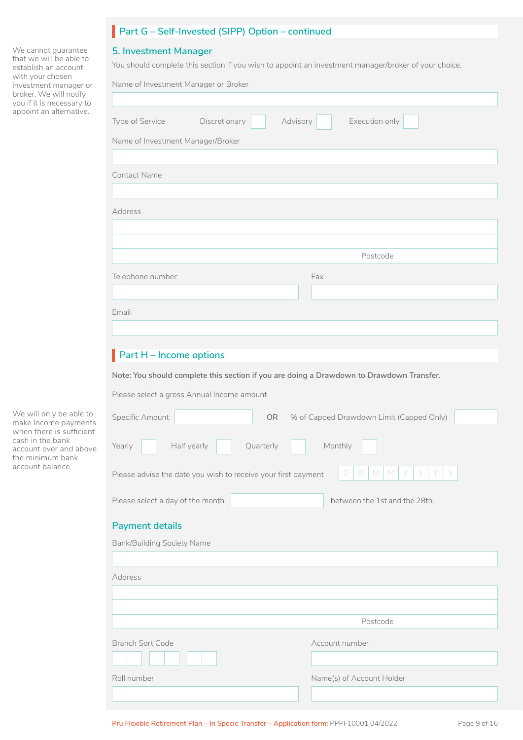## Part G – Self-Invested (SIPP) Option – continued

### 5. Investment Manager

We cannot guarantee that we will be able to establish an account with your chosen investment manager or broker. We will notify you if it is necessary to appoint an alternative.

You should complete this section if you wish to appoint an investment manager/broker of your choice.

Name of Investment Manager or Broker

Type of Service  Discretionary ☐  Advisory ☐  Execution only ☐

Name of Investment Manager/Broker

Contact Name

Address

Postcode

Telephone number

Fax

Email

## Part H – Income options

**Note: You should complete this section if you are doing a Drawdown to Drawdown Transfer.**

We will only be able to make Income payments when there is sufficient cash in the bank account over and above the minimum bank account balance.

Please select a gross Annual Income amount

Specific Amount  OR  % of Capped Drawdown Limit (Capped Only)

Yearly ☐  Half yearly ☐  Quarterly ☐  Monthly ☐

Please advise the date you wish to receive your first payment D D M M Y Y Y Y

Please select a day of the month  between the 1st and the 28th.

### Payment details

Bank/Building Society Name

Address

Postcode

Branch Sort Code

Account number

Roll number

Name(s) of Account Holder

Pru Flexible Retirement Plan – In Specie Transfer – Application form: PPPF10001 04/2022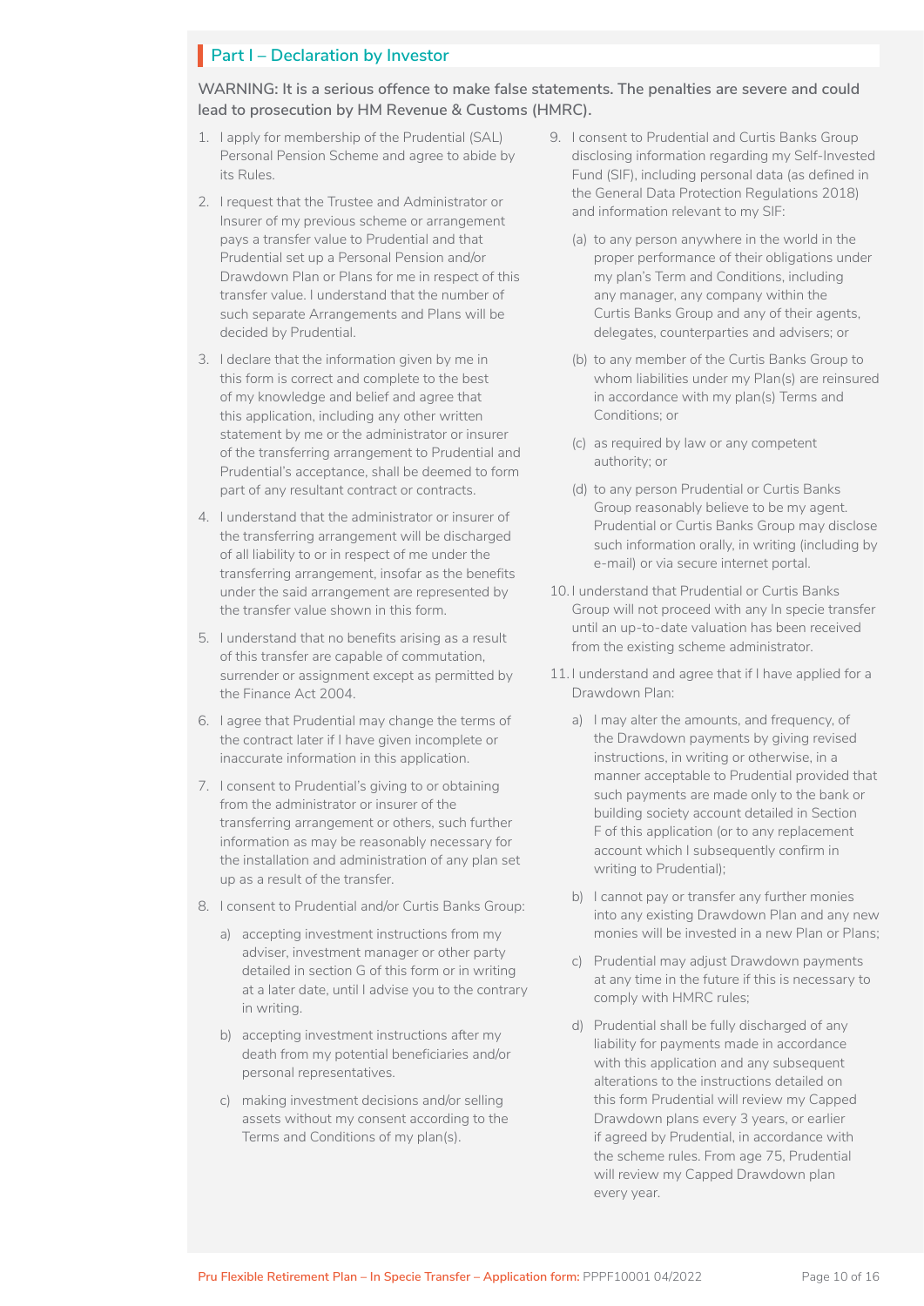## Part I – Declaration by Investor

**WARNING: It is a serious offence to make false statements. The penalties are severe and could lead to prosecution by HM Revenue & Customs (HMRC).**

1. I apply for membership of the Prudential (SAL) Personal Pension Scheme and agree to abide by its Rules.
2. I request that the Trustee and Administrator or Insurer of my previous scheme or arrangement pays a transfer value to Prudential and that Prudential set up a Personal Pension and/or Drawdown Plan or Plans for me in respect of this transfer value. I understand that the number of such separate Arrangements and Plans will be decided by Prudential.
3. I declare that the information given by me in this form is correct and complete to the best of my knowledge and belief and agree that this application, including any other written statement by me or the administrator or insurer of the transferring arrangement to Prudential and Prudential's acceptance, shall be deemed to form part of any resultant contract or contracts.
4. I understand that the administrator or insurer of the transferring arrangement will be discharged of all liability to or in respect of me under the transferring arrangement, insofar as the benefits under the said arrangement are represented by the transfer value shown in this form.
5. I understand that no benefits arising as a result of this transfer are capable of commutation, surrender or assignment except as permitted by the Finance Act 2004.
6. I agree that Prudential may change the terms of the contract later if I have given incomplete or inaccurate information in this application.
7. I consent to Prudential's giving to or obtaining from the administrator or insurer of the transferring arrangement or others, such further information as may be reasonably necessary for the installation and administration of any plan set up as a result of the transfer.
8. I consent to Prudential and/or Curtis Banks Group:
   a) accepting investment instructions from my adviser, investment manager or other party detailed in section G of this form or in writing at a later date, until I advise you to the contrary in writing.
   b) accepting investment instructions after my death from my potential beneficiaries and/or personal representatives.
   c) making investment decisions and/or selling assets without my consent according to the Terms and Conditions of my plan(s).
9. I consent to Prudential and Curtis Banks Group disclosing information regarding my Self-Invested Fund (SIF), including personal data (as defined in the General Data Protection Regulations 2018) and information relevant to my SIF:
   (a) to any person anywhere in the world in the proper performance of their obligations under my plan's Term and Conditions, including any manager, any company within the Curtis Banks Group and any of their agents, delegates, counterparties and advisers; or
   (b) to any member of the Curtis Banks Group to whom liabilities under my Plan(s) are reinsured in accordance with my plan(s) Terms and Conditions; or
   (c) as required by law or any competent authority; or
   (d) to any person Prudential or Curtis Banks Group reasonably believe to be my agent. Prudential or Curtis Banks Group may disclose such information orally, in writing (including by e-mail) or via secure internet portal.
10. I understand that Prudential or Curtis Banks Group will not proceed with any In specie transfer until an up-to-date valuation has been received from the existing scheme administrator.
11. I understand and agree that if I have applied for a Drawdown Plan:
    a) I may alter the amounts, and frequency, of the Drawdown payments by giving revised instructions, in writing or otherwise, in a manner acceptable to Prudential provided that such payments are made only to the bank or building society account detailed in Section F of this application (or to any replacement account which I subsequently confirm in writing to Prudential);
    b) I cannot pay or transfer any further monies into any existing Drawdown Plan and any new monies will be invested in a new Plan or Plans;
    c) Prudential may adjust Drawdown payments at any time in the future if this is necessary to comply with HMRC rules;
    d) Prudential shall be fully discharged of any liability for payments made in accordance with this application and any subsequent alterations to the instructions detailed on this form Prudential will review my Capped Drawdown plans every 3 years, or earlier if agreed by Prudential, in accordance with the scheme rules. From age 75, Prudential will review my Capped Drawdown plan every year.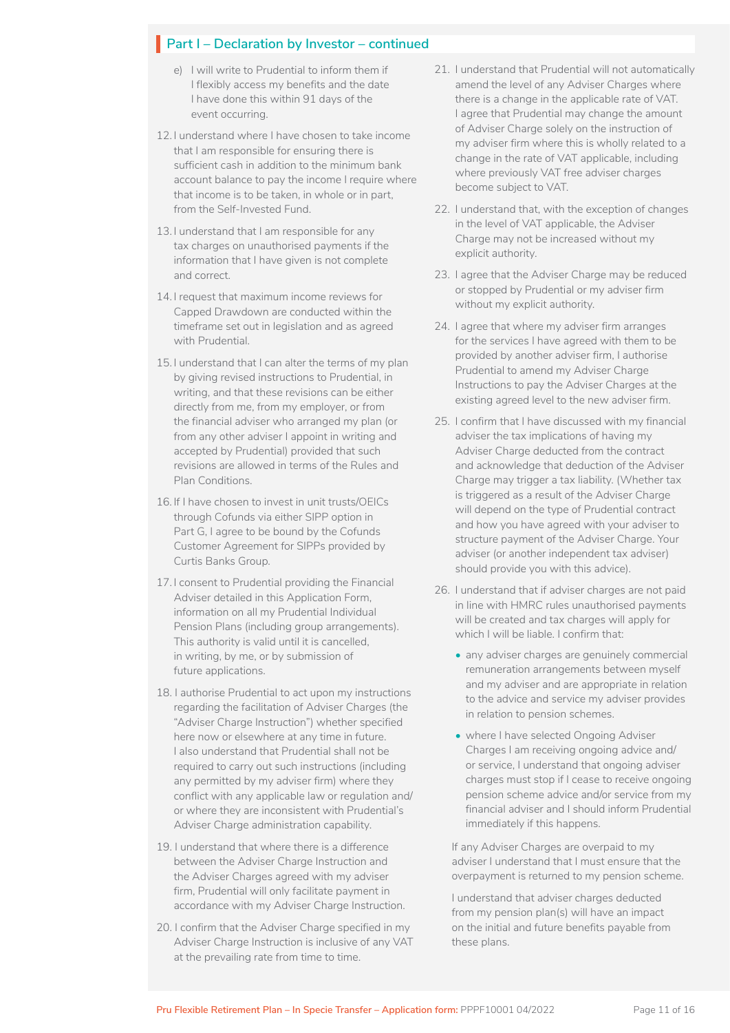## Part I – Declaration by Investor – continued

e) I will write to Prudential to inform them if I flexibly access my benefits and the date I have done this within 91 days of the event occurring.

12. I understand where I have chosen to take income that I am responsible for ensuring there is sufficient cash in addition to the minimum bank account balance to pay the income I require where that income is to be taken, in whole or in part, from the Self-Invested Fund.

13. I understand that I am responsible for any tax charges on unauthorised payments if the information that I have given is not complete and correct.

14. I request that maximum income reviews for Capped Drawdown are conducted within the timeframe set out in legislation and as agreed with Prudential.

15. I understand that I can alter the terms of my plan by giving revised instructions to Prudential, in writing, and that these revisions can be either directly from me, from my employer, or from the financial adviser who arranged my plan (or from any other adviser I appoint in writing and accepted by Prudential) provided that such revisions are allowed in terms of the Rules and Plan Conditions.

16. If I have chosen to invest in unit trusts/OEICs through Cofunds via either SIPP option in Part G, I agree to be bound by the Cofunds Customer Agreement for SIPPs provided by Curtis Banks Group.

17. I consent to Prudential providing the Financial Adviser detailed in this Application Form, information on all my Prudential Individual Pension Plans (including group arrangements). This authority is valid until it is cancelled, in writing, by me, or by submission of future applications.

18. I authorise Prudential to act upon my instructions regarding the facilitation of Adviser Charges (the "Adviser Charge Instruction") whether specified here now or elsewhere at any time in future. I also understand that Prudential shall not be required to carry out such instructions (including any permitted by my adviser firm) where they conflict with any applicable law or regulation and/or where they are inconsistent with Prudential's Adviser Charge administration capability.

19. I understand that where there is a difference between the Adviser Charge Instruction and the Adviser Charges agreed with my adviser firm, Prudential will only facilitate payment in accordance with my Adviser Charge Instruction.

20. I confirm that the Adviser Charge specified in my Adviser Charge Instruction is inclusive of any VAT at the prevailing rate from time to time.

21. I understand that Prudential will not automatically amend the level of any Adviser Charges where there is a change in the applicable rate of VAT. I agree that Prudential may change the amount of Adviser Charge solely on the instruction of my adviser firm where this is wholly related to a change in the rate of VAT applicable, including where previously VAT free adviser charges become subject to VAT.

22. I understand that, with the exception of changes in the level of VAT applicable, the Adviser Charge may not be increased without my explicit authority.

23. I agree that the Adviser Charge may be reduced or stopped by Prudential or my adviser firm without my explicit authority.

24. I agree that where my adviser firm arranges for the services I have agreed with them to be provided by another adviser firm, I authorise Prudential to amend my Adviser Charge Instructions to pay the Adviser Charges at the existing agreed level to the new adviser firm.

25. I confirm that I have discussed with my financial adviser the tax implications of having my Adviser Charge deducted from the contract and acknowledge that deduction of the Adviser Charge may trigger a tax liability. (Whether tax is triggered as a result of the Adviser Charge will depend on the type of Prudential contract and how you have agreed with your adviser to structure payment of the Adviser Charge. Your adviser (or another independent tax adviser) should provide you with this advice).

26. I understand that if adviser charges are not paid in line with HMRC rules unauthorised payments will be created and tax charges will apply for which I will be liable. I confirm that:

    - any adviser charges are genuinely commercial remuneration arrangements between myself and my adviser and are appropriate in relation to the advice and service my adviser provides in relation to pension schemes.
    - where I have selected Ongoing Adviser Charges I am receiving ongoing advice and/or service, I understand that ongoing adviser charges must stop if I cease to receive ongoing pension scheme advice and/or service from my financial adviser and I should inform Prudential immediately if this happens.

    If any Adviser Charges are overpaid to my adviser I understand that I must ensure that the overpayment is returned to my pension scheme.

    I understand that adviser charges deducted from my pension plan(s) will have an impact on the initial and future benefits payable from these plans.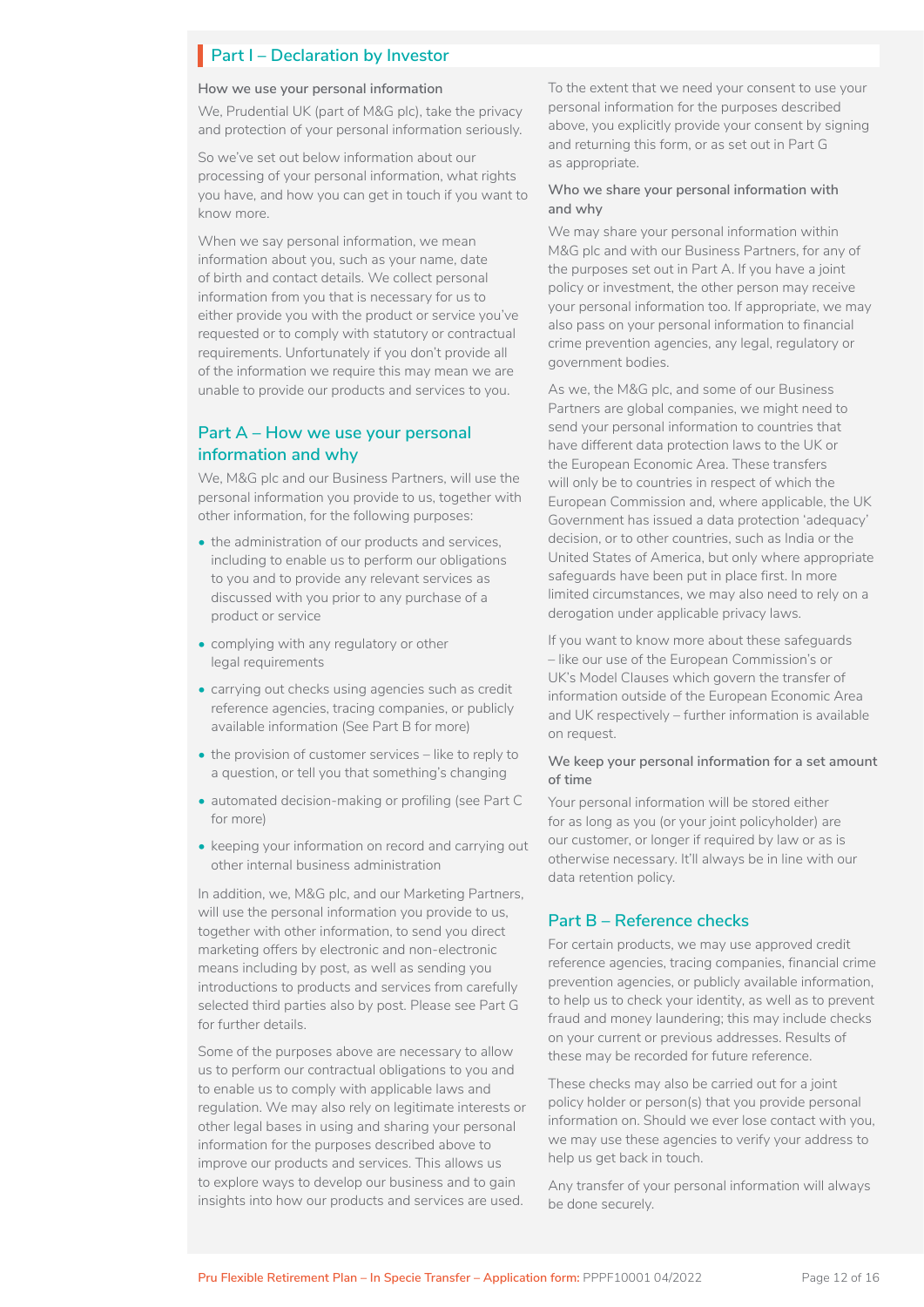## Part I – Declaration by Investor

**How we use your personal information**

We, Prudential UK (part of M&G plc), take the privacy and protection of your personal information seriously.

So we've set out below information about our processing of your personal information, what rights you have, and how you can get in touch if you want to know more.

When we say personal information, we mean information about you, such as your name, date of birth and contact details. We collect personal information from you that is necessary for us to either provide you with the product or service you've requested or to comply with statutory or contractual requirements. Unfortunately if you don't provide all of the information we require this may mean we are unable to provide our products and services to you.

### Part A – How we use your personal information and why

We, M&G plc and our Business Partners, will use the personal information you provide to us, together with other information, for the following purposes:

- the administration of our products and services, including to enable us to perform our obligations to you and to provide any relevant services as discussed with you prior to any purchase of a product or service
- complying with any regulatory or other legal requirements
- carrying out checks using agencies such as credit reference agencies, tracing companies, or publicly available information (See Part B for more)
- the provision of customer services – like to reply to a question, or tell you that something's changing
- automated decision-making or profiling (see Part C for more)
- keeping your information on record and carrying out other internal business administration

In addition, we, M&G plc, and our Marketing Partners, will use the personal information you provide to us, together with other information, to send you direct marketing offers by electronic and non-electronic means including by post, as well as sending you introductions to products and services from carefully selected third parties also by post. Please see Part G for further details.

Some of the purposes above are necessary to allow us to perform our contractual obligations to you and to enable us to comply with applicable laws and regulation. We may also rely on legitimate interests or other legal bases in using and sharing your personal information for the purposes described above to improve our products and services. This allows us to explore ways to develop our business and to gain insights into how our products and services are used.

To the extent that we need your consent to use your personal information for the purposes described above, you explicitly provide your consent by signing and returning this form, or as set out in Part G as appropriate.

**Who we share your personal information with and why**

We may share your personal information within M&G plc and with our Business Partners, for any of the purposes set out in Part A. If you have a joint policy or investment, the other person may receive your personal information too. If appropriate, we may also pass on your personal information to financial crime prevention agencies, any legal, regulatory or government bodies.

As we, the M&G plc, and some of our Business Partners are global companies, we might need to send your personal information to countries that have different data protection laws to the UK or the European Economic Area. These transfers will only be to countries in respect of which the European Commission and, where applicable, the UK Government has issued a data protection 'adequacy' decision, or to other countries, such as India or the United States of America, but only where appropriate safeguards have been put in place first. In more limited circumstances, we may also need to rely on a derogation under applicable privacy laws.

If you want to know more about these safeguards – like our use of the European Commission's or UK's Model Clauses which govern the transfer of information outside of the European Economic Area and UK respectively – further information is available on request.

**We keep your personal information for a set amount of time**

Your personal information will be stored either for as long as you (or your joint policyholder) are our customer, or longer if required by law or as is otherwise necessary. It'll always be in line with our data retention policy.

### Part B – Reference checks

For certain products, we may use approved credit reference agencies, tracing companies, financial crime prevention agencies, or publicly available information, to help us to check your identity, as well as to prevent fraud and money laundering; this may include checks on your current or previous addresses. Results of these may be recorded for future reference.

These checks may also be carried out for a joint policy holder or person(s) that you provide personal information on. Should we ever lose contact with you, we may use these agencies to verify your address to help us get back in touch.

Any transfer of your personal information will always be done securely.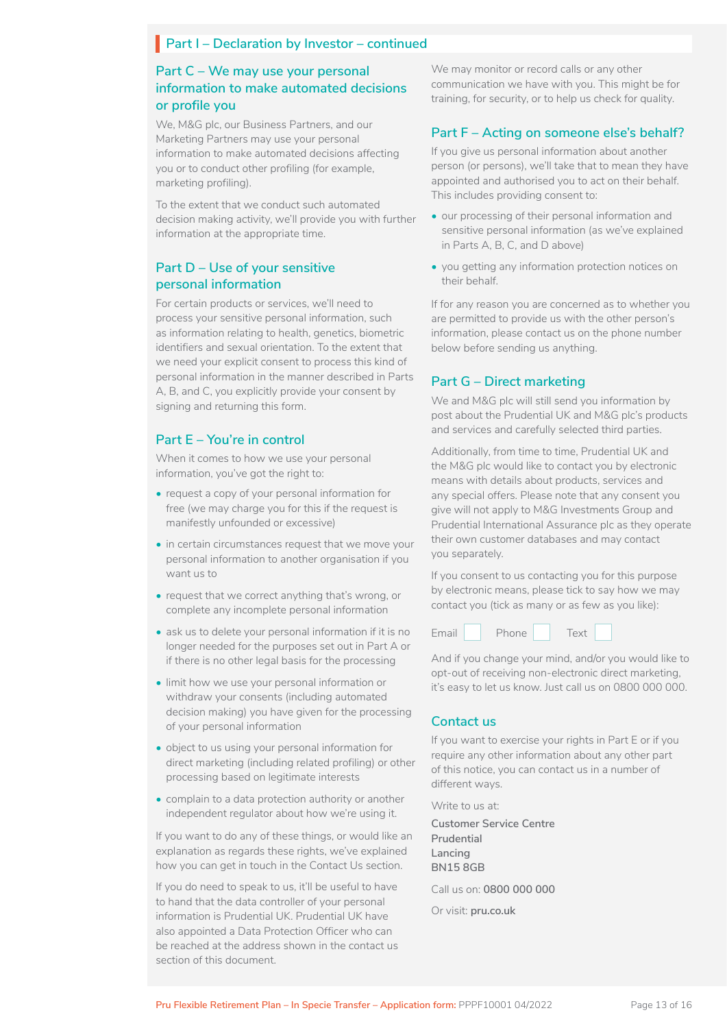## Part I – Declaration by Investor – continued

### Part C – We may use your personal information to make automated decisions or profile you

We, M&G plc, our Business Partners, and our Marketing Partners may use your personal information to make automated decisions affecting you or to conduct other profiling (for example, marketing profiling).

To the extent that we conduct such automated decision making activity, we'll provide you with further information at the appropriate time.

### Part D – Use of your sensitive personal information

For certain products or services, we'll need to process your sensitive personal information, such as information relating to health, genetics, biometric identifiers and sexual orientation. To the extent that we need your explicit consent to process this kind of personal information in the manner described in Parts A, B, and C, you explicitly provide your consent by signing and returning this form.

### Part E – You're in control

When it comes to how we use your personal information, you've got the right to:

- request a copy of your personal information for free (we may charge you for this if the request is manifestly unfounded or excessive)
- in certain circumstances request that we move your personal information to another organisation if you want us to
- request that we correct anything that's wrong, or complete any incomplete personal information
- ask us to delete your personal information if it is no longer needed for the purposes set out in Part A or if there is no other legal basis for the processing
- limit how we use your personal information or withdraw your consents (including automated decision making) you have given for the processing of your personal information
- object to us using your personal information for direct marketing (including related profiling) or other processing based on legitimate interests
- complain to a data protection authority or another independent regulator about how we're using it.

If you want to do any of these things, or would like an explanation as regards these rights, we've explained how you can get in touch in the Contact Us section.

If you do need to speak to us, it'll be useful to have to hand that the data controller of your personal information is Prudential UK. Prudential UK have also appointed a Data Protection Officer who can be reached at the address shown in the contact us section of this document.

We may monitor or record calls or any other communication we have with you. This might be for training, for security, or to help us check for quality.

### Part F – Acting on someone else's behalf?

If you give us personal information about another person (or persons), we'll take that to mean they have appointed and authorised you to act on their behalf. This includes providing consent to:

- our processing of their personal information and sensitive personal information (as we've explained in Parts A, B, C, and D above)
- you getting any information protection notices on their behalf.

If for any reason you are concerned as to whether you are permitted to provide us with the other person's information, please contact us on the phone number below before sending us anything.

### Part G – Direct marketing

We and M&G plc will still send you information by post about the Prudential UK and M&G plc's products and services and carefully selected third parties.

Additionally, from time to time, Prudential UK and the M&G plc would like to contact you by electronic means with details about products, services and any special offers. Please note that any consent you give will not apply to M&G Investments Group and Prudential International Assurance plc as they operate their own customer databases and may contact you separately.

If you consent to us contacting you for this purpose by electronic means, please tick to say how we may contact you (tick as many or as few as you like):

Email ☐ Phone ☐ Text ☐

And if you change your mind, and/or you would like to opt-out of receiving non-electronic direct marketing, it's easy to let us know. Just call us on 0800 000 000.

### Contact us

If you want to exercise your rights in Part E or if you require any other information about any other part of this notice, you can contact us in a number of different ways.

Write to us at:

**Customer Service Centre**
**Prudential**
**Lancing**
**BN15 8GB**

Call us on: **0800 000 000**

Or visit: **pru.co.uk**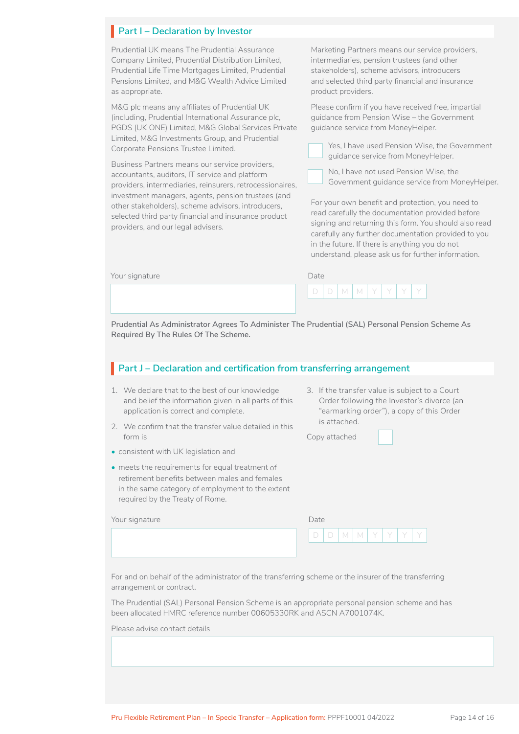## Part I – Declaration by Investor

Prudential UK means The Prudential Assurance Company Limited, Prudential Distribution Limited, Prudential Life Time Mortgages Limited, Prudential Pensions Limited, and M&G Wealth Advice Limited as appropriate.

M&G plc means any affiliates of Prudential UK (including, Prudential International Assurance plc, PGDS (UK ONE) Limited, M&G Global Services Private Limited, M&G Investments Group, and Prudential Corporate Pensions Trustee Limited.

Business Partners means our service providers, accountants, auditors, IT service and platform providers, intermediaries, reinsurers, retrocessionaires, investment managers, agents, pension trustees (and other stakeholders), scheme advisors, introducers, selected third party financial and insurance product providers, and our legal advisers.

Marketing Partners means our service providers, intermediaries, pension trustees (and other stakeholders), scheme advisors, introducers and selected third party financial and insurance product providers.

Please confirm if you have received free, impartial guidance from Pension Wise – the Government guidance service from MoneyHelper.

☐ Yes, I have used Pension Wise, the Government guidance service from MoneyHelper.

☐ No, I have not used Pension Wise, the Government guidance service from MoneyHelper.

For your own benefit and protection, you need to read carefully the documentation provided before signing and returning this form. You should also read carefully any further documentation provided to you in the future. If there is anything you do not understand, please ask us for further information.

Your signature

Date D D M M Y Y Y Y

**Prudential As Administrator Agrees To Administer The Prudential (SAL) Personal Pension Scheme As Required By The Rules Of The Scheme.**

## Part J – Declaration and certification from transferring arrangement

1. We declare that to the best of our knowledge and belief the information given in all parts of this application is correct and complete.
2. We confirm that the transfer value detailed in this form is

- consistent with UK legislation and
- meets the requirements for equal treatment of retirement benefits between males and females in the same category of employment to the extent required by the Treaty of Rome.

3. If the transfer value is subject to a Court Order following the Investor's divorce (an "earmarking order"), a copy of this Order is attached.

Copy attached ☐

Your signature

Date D D M M Y Y Y Y

For and on behalf of the administrator of the transferring scheme or the insurer of the transferring arrangement or contract.

The Prudential (SAL) Personal Pension Scheme is an appropriate personal pension scheme and has been allocated HMRC reference number 00605330RK and ASCN A7001074K.

Please advise contact details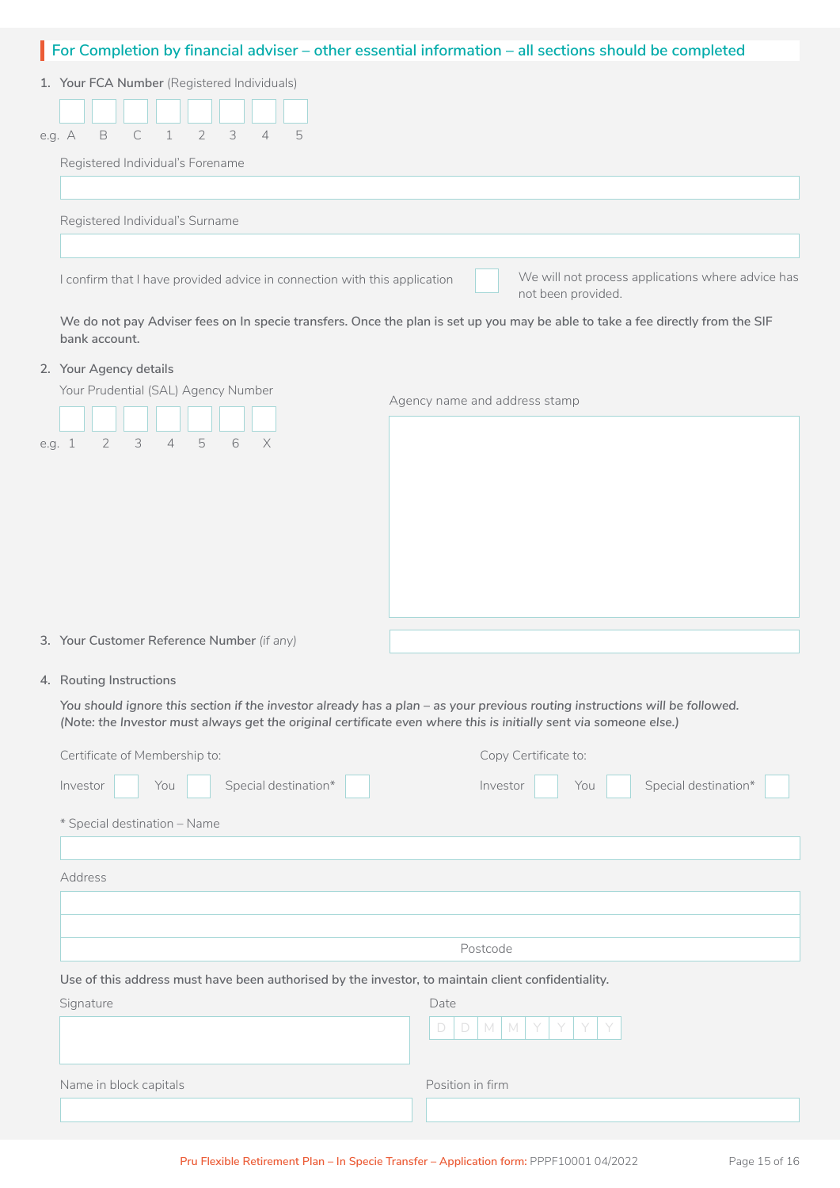## For Completion by financial adviser – other essential information – all sections should be completed

1. **Your FCA Number** (Registered Individuals)

e.g. A B C 1 2 3 4 5

Registered Individual's Forename

Registered Individual's Surname

I confirm that I have provided advice in connection with this application ☐ We will not process applications where advice has not been provided.

**We do not pay Adviser fees on In specie transfers. Once the plan is set up you may be able to take a fee directly from the SIF bank account.**

2. **Your Agency details**

Your Prudential (SAL) Agency Number

e.g. 1 2 3 4 5 6 X

Agency name and address stamp

3. **Your Customer Reference Number** *(if any)*

4. **Routing Instructions**

***You should ignore this section if the investor already has a plan – as your previous routing instructions will be followed. (Note: the Investor must always get the original certificate even where this is initially sent via someone else.)***

Certificate of Membership to:

Investor ☐ You ☐ Special destination* ☐

Copy Certificate to:

Investor ☐ You ☐ Special destination* ☐

\* Special destination – Name

Address

Postcode

**Use of this address must have been authorised by the investor, to maintain client confidentiality.**

Signature

Date D D M M Y Y Y Y

Name in block capitals

Position in firm

Pru Flexible Retirement Plan – In Specie Transfer – Application form: PPPF10001 04/2022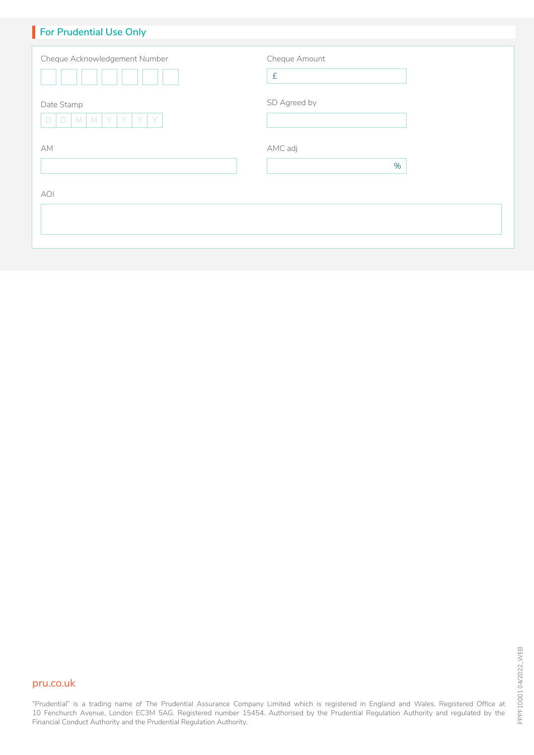## For Prudential Use Only

Cheque Acknowledgement Number

Cheque Amount

£

Date Stamp

D D M M Y Y Y Y

SD Agreed by

AM

AMC adj

%

AOI

pru.co.uk

"Prudential" is a trading name of The Prudential Assurance Company Limited which is registered in England and Wales. Registered Office at 10 Fenchurch Avenue, London EC3M 5AG. Registered number 15454. Authorised by the Prudential Regulation Authority and regulated by the Financial Conduct Authority and the Prudential Regulation Authority.

PPPF10001 04/2022_WEB